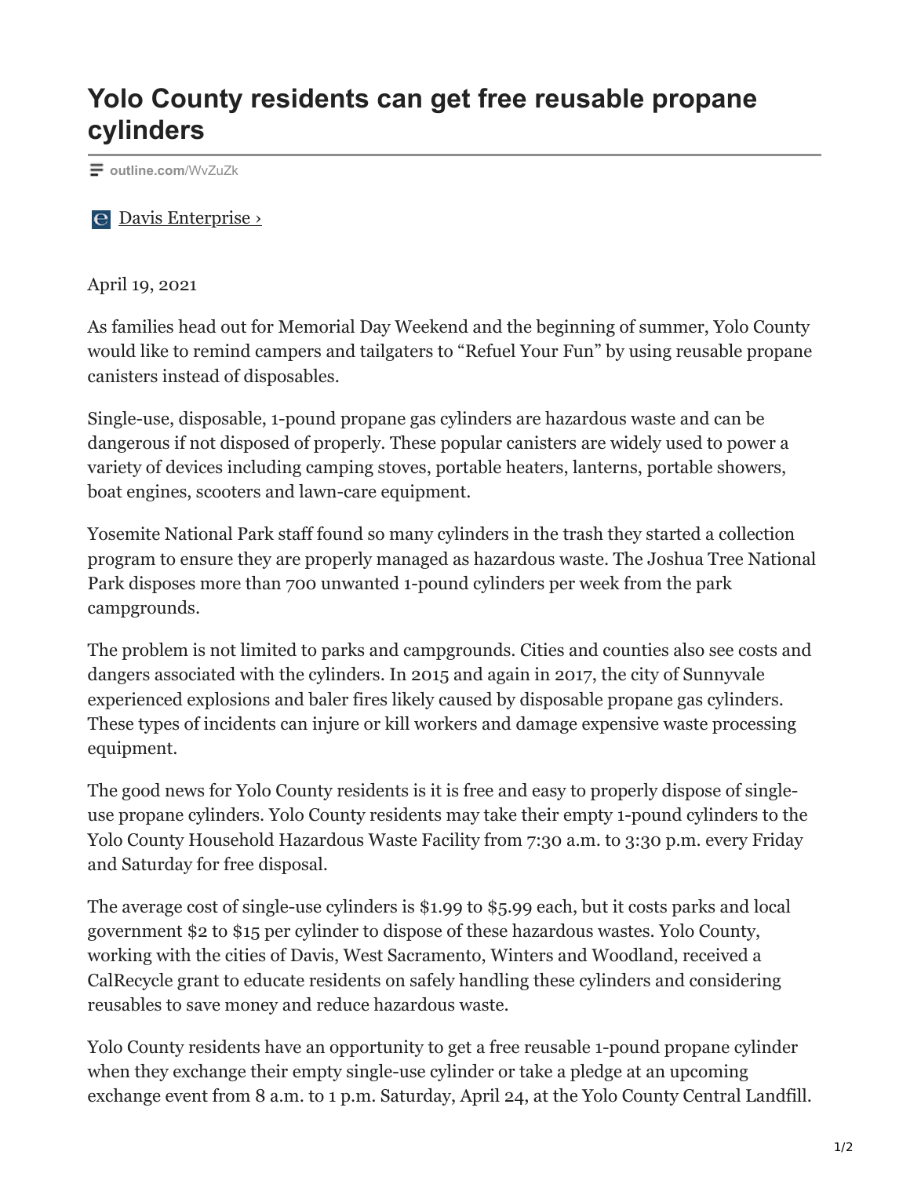# Yolo County residents can get free reusable propane cylinders

outline.com/WvZuZk

Davis Enterprise ›

April 19, 2021

As families head out for Memorial Day Weekend and the beginning of summer, Yolo County would like to remind campers and tailgaters to “Refuel Your Fun” by using reusable propane canisters instead of disposables.

Single-use, disposable, 1-pound propane gas cylinders are hazardous waste and can be dangerous if not disposed of properly. These popular canisters are widely used to power a variety of devices including camping stoves, portable heaters, lanterns, portable showers, boat engines, scooters and lawn-care equipment.

Yosemite National Park staff found so many cylinders in the trash they started a collection program to ensure they are properly managed as hazardous waste. The Joshua Tree National Park disposes more than 700 unwanted 1-pound cylinders per week from the park campgrounds.

The problem is not limited to parks and campgrounds. Cities and counties also see costs and dangers associated with the cylinders. In 2015 and again in 2017, the city of Sunnyvale experienced explosions and baler fires likely caused by disposable propane gas cylinders. These types of incidents can injure or kill workers and damage expensive waste processing equipment.

The good news for Yolo County residents is it is free and easy to properly dispose of single-use propane cylinders. Yolo County residents may take their empty 1-pound cylinders to the Yolo County Household Hazardous Waste Facility from 7:30 a.m. to 3:30 p.m. every Friday and Saturday for free disposal.

The average cost of single-use cylinders is $1.99 to $5.99 each, but it costs parks and local government $2 to $15 per cylinder to dispose of these hazardous wastes. Yolo County, working with the cities of Davis, West Sacramento, Winters and Woodland, received a CalRecycle grant to educate residents on safely handling these cylinders and considering reusables to save money and reduce hazardous waste.

Yolo County residents have an opportunity to get a free reusable 1-pound propane cylinder when they exchange their empty single-use cylinder or take a pledge at an upcoming exchange event from 8 a.m. to 1 p.m. Saturday, April 24, at the Yolo County Central Landfill.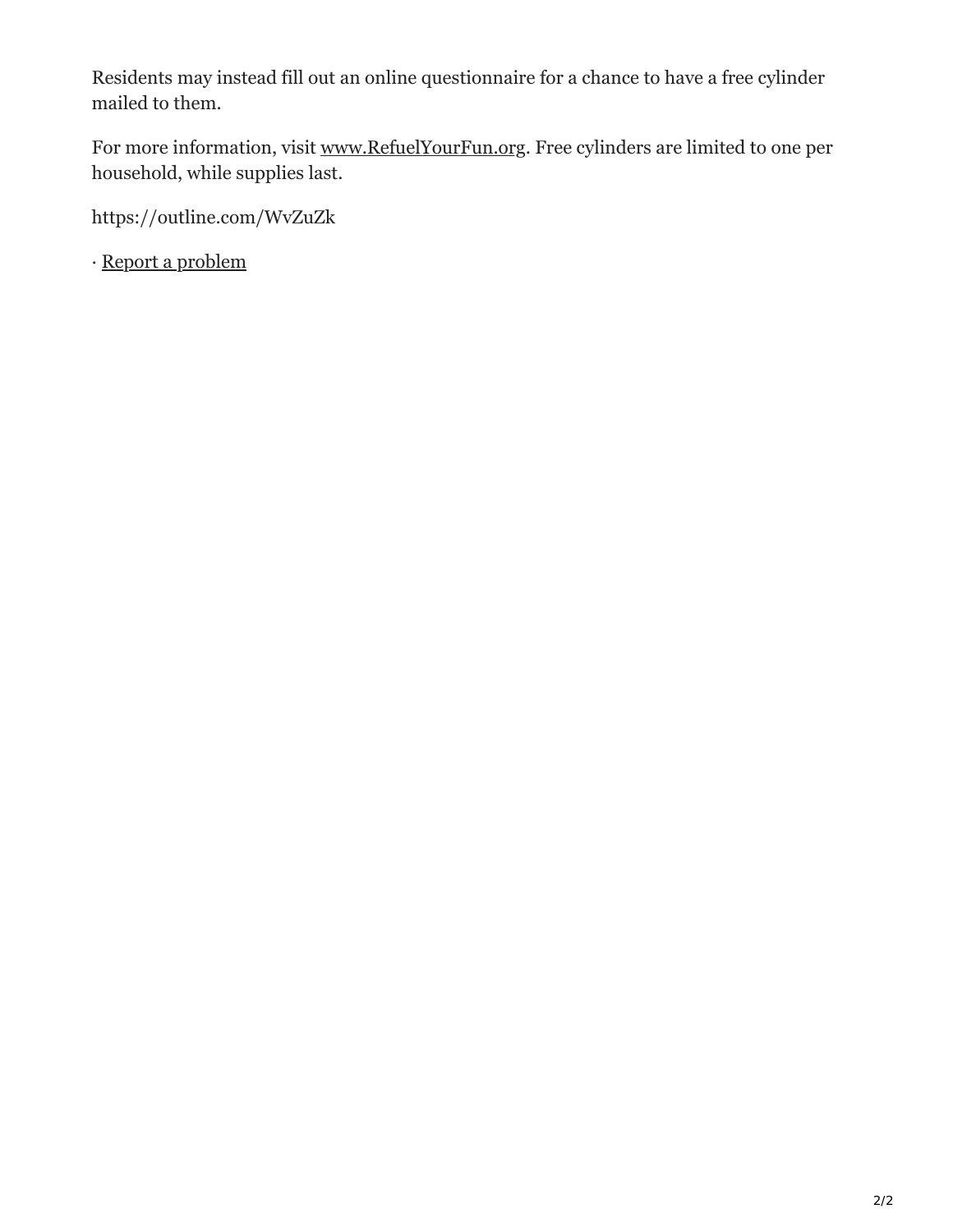Residents may instead fill out an online questionnaire for a chance to have a free cylinder mailed to them.

For more information, visit www.RefuelYourFun.org. Free cylinders are limited to one per household, while supplies last.

https://outline.com/WvZuZk

· Report a problem